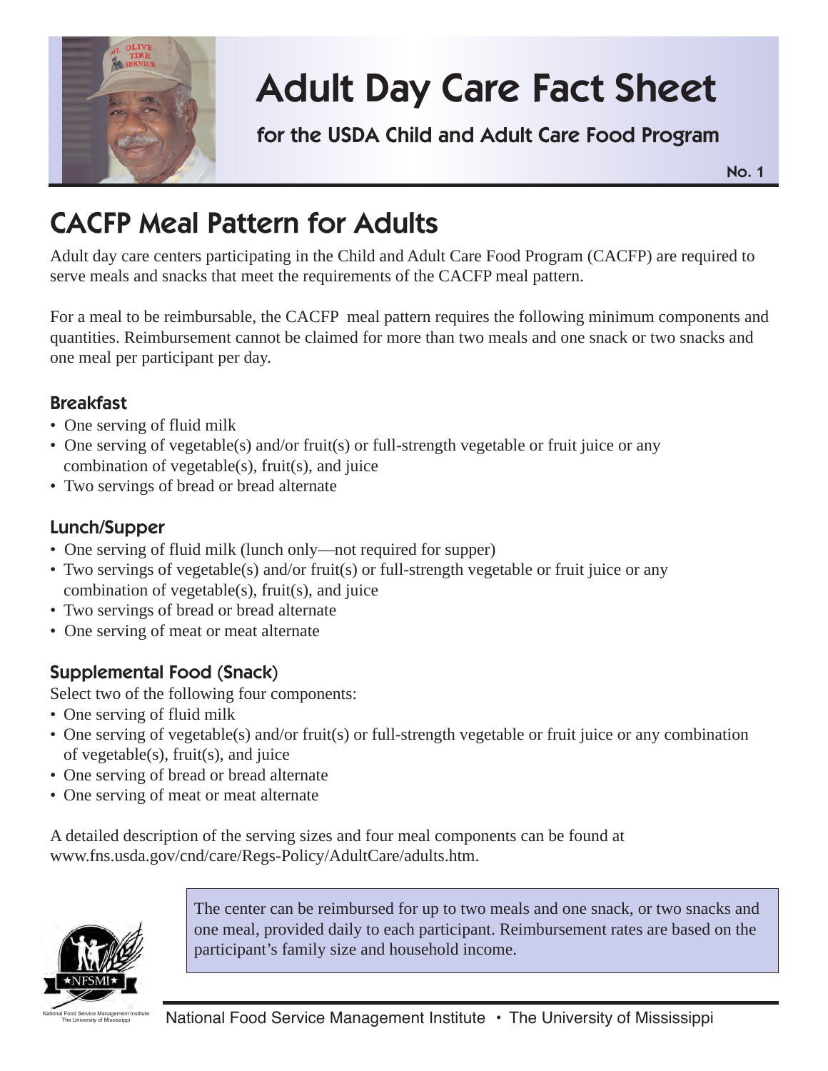# Adult Day Care Fact Sheet

**for the USDA Child and Adult Care Food Program**

**No. 1**

## CACFP Meal Pattern for Adults

Adult day care centers participating in the Child and Adult Care Food Program (CACFP) are required to serve meals and snacks that meet the requirements of the CACFP meal pattern.

For a meal to be reimbursable, the CACFP meal pattern requires the following minimum components and quantities. Reimbursement cannot be claimed for more than two meals and one snack or two snacks and one meal per participant per day.

### Breakfast

- One serving of fluid milk
- One serving of vegetable(s) and/or fruit(s) or full-strength vegetable or fruit juice or any combination of vegetable(s), fruit(s), and juice
- Two servings of bread or bread alternate

### Lunch/Supper

- One serving of fluid milk (lunch only—not required for supper)
- Two servings of vegetable(s) and/or fruit(s) or full-strength vegetable or fruit juice or any combination of vegetable(s), fruit(s), and juice
- Two servings of bread or bread alternate
- One serving of meat or meat alternate

### Supplemental Food (Snack)

Select two of the following four components:

- One serving of fluid milk
- One serving of vegetable(s) and/or fruit(s) or full-strength vegetable or fruit juice or any combination of vegetable(s), fruit(s), and juice
- One serving of bread or bread alternate
- One serving of meat or meat alternate

A detailed description of the serving sizes and four meal components can be found at www.fns.usda.gov/cnd/care/Regs-Policy/AdultCare/adults.htm.

The center can be reimbursed for up to two meals and one snack, or two snacks and one meal, provided daily to each participant. Reimbursement rates are based on the participant's family size and household income.

National Food Service Management Institute • The University of Mississippi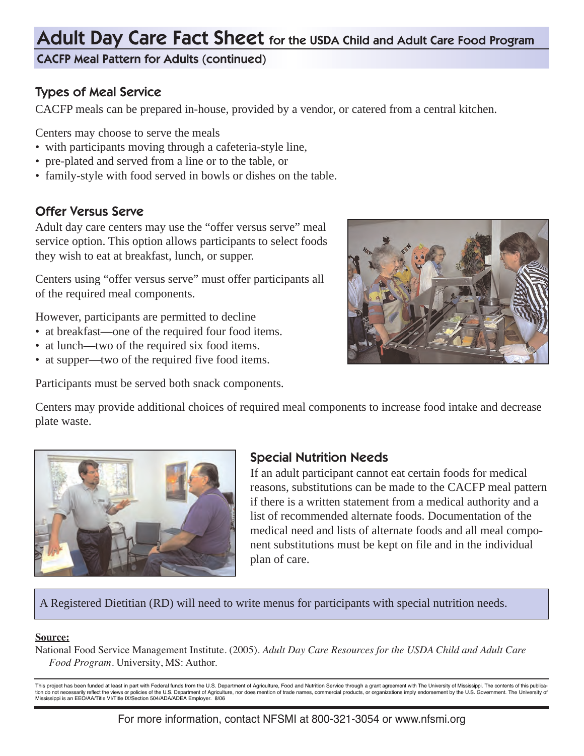# Adult Day Care Fact Sheet for the USDA Child and Adult Care Food Program

## CACFP Meal Pattern for Adults (continued)

### Types of Meal Service

CACFP meals can be prepared in-house, provided by a vendor, or catered from a central kitchen.

Centers may choose to serve the meals

- with participants moving through a cafeteria-style line,
- pre-plated and served from a line or to the table, or
- family-style with food served in bowls or dishes on the table.

### Offer Versus Serve

Adult day care centers may use the "offer versus serve" meal service option. This option allows participants to select foods they wish to eat at breakfast, lunch, or supper.

Centers using "offer versus serve" must offer participants all of the required meal components.

However, participants are permitted to decline

- at breakfast—one of the required four food items.
- at lunch—two of the required six food items.
- at supper—two of the required five food items.

Participants must be served both snack components.

Centers may provide additional choices of required meal components to increase food intake and decrease plate waste.

### Special Nutrition Needs

If an adult participant cannot eat certain foods for medical reasons, substitutions can be made to the CACFP meal pattern if there is a written statement from a medical authority and a list of recommended alternate foods. Documentation of the medical need and lists of alternate foods and all meal component substitutions must be kept on file and in the individual plan of care.

A Registered Dietitian (RD) will need to write menus for participants with special nutrition needs.

**Source:**

National Food Service Management Institute. (2005). *Adult Day Care Resources for the USDA Child and Adult Care Food Program*. University, MS: Author.

This project has been funded at least in part with Federal funds from the U.S. Department of Agriculture, Food and Nutrition Service through a grant agreement with The University of Mississippi. The contents of this publication do not necessarily reflect the views or policies of the U.S. Department of Agriculture, nor does mention of trade names, commercial products, or organizations imply endorsement by the U.S. Government. The University of Mississippi is an EEO/AA/Title VI/Title IX/Section 504/ADA/ADEA Employer. 8/06

For more information, contact NFSMI at 800-321-3054 or www.nfsmi.org